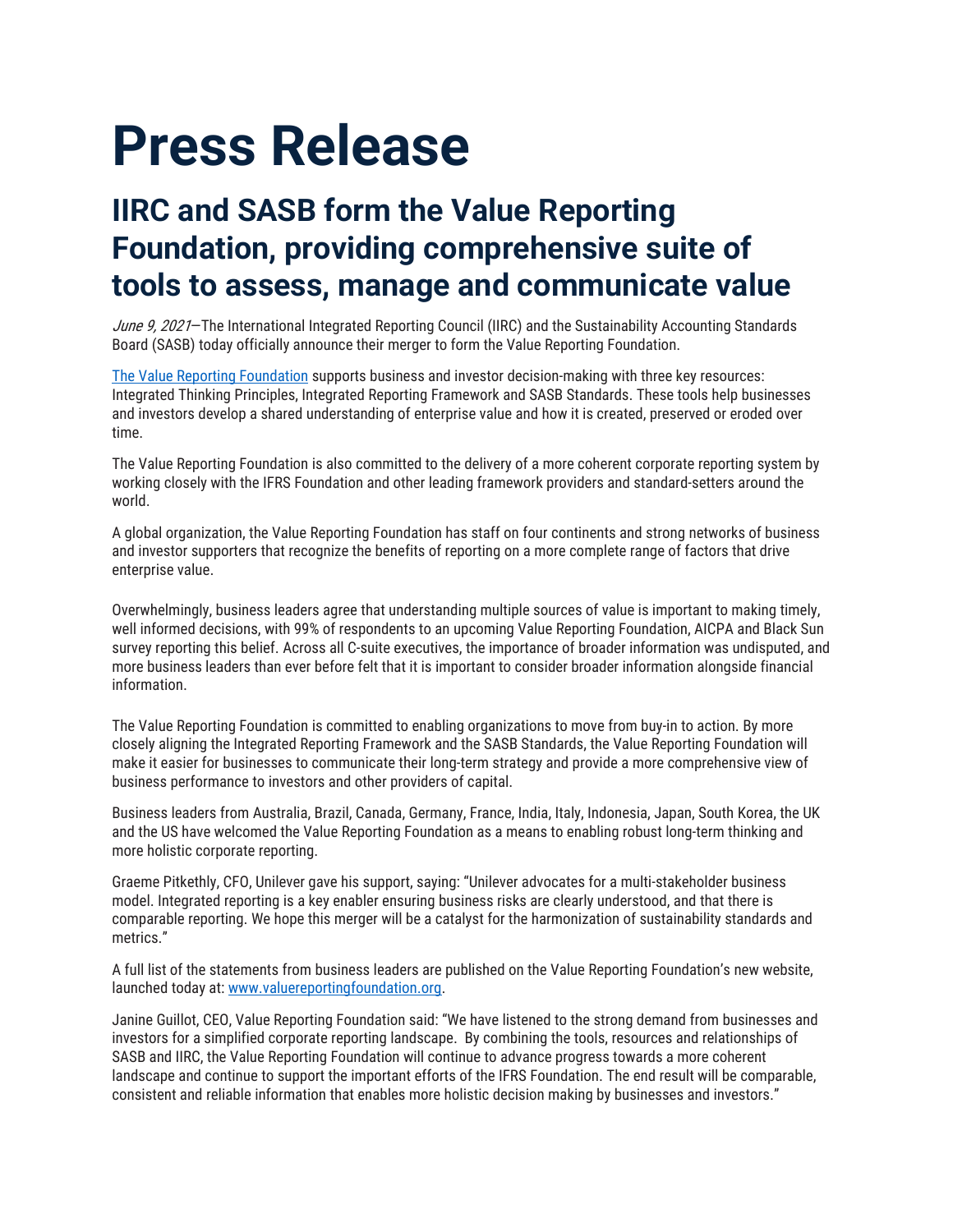# Press Release

## IIRC and SASB form the Value Reporting Foundation, providing comprehensive suite of tools to assess, manage and communicate value

*June 9, 2021*—The International Integrated Reporting Council (IIRC) and the Sustainability Accounting Standards Board (SASB) today officially announce their merger to form the Value Reporting Foundation.

[The Value Reporting Foundation](http://www.valuereportingfoundation.org) supports business and investor decision-making with three key resources: Integrated Thinking Principles, Integrated Reporting Framework and SASB Standards. These tools help businesses and investors develop a shared understanding of enterprise value and how it is created, preserved or eroded over time.

The Value Reporting Foundation is also committed to the delivery of a more coherent corporate reporting system by working closely with the IFRS Foundation and other leading framework providers and standard-setters around the world.

A global organization, the Value Reporting Foundation has staff on four continents and strong networks of business and investor supporters that recognize the benefits of reporting on a more complete range of factors that drive enterprise value.

Overwhelmingly, business leaders agree that understanding multiple sources of value is important to making timely, well informed decisions, with 99% of respondents to an upcoming Value Reporting Foundation, AICPA and Black Sun survey reporting this belief. Across all C-suite executives, the importance of broader information was undisputed, and more business leaders than ever before felt that it is important to consider broader information alongside financial information.

The Value Reporting Foundation is committed to enabling organizations to move from buy-in to action. By more closely aligning the Integrated Reporting Framework and the SASB Standards, the Value Reporting Foundation will make it easier for businesses to communicate their long-term strategy and provide a more comprehensive view of business performance to investors and other providers of capital.

Business leaders from Australia, Brazil, Canada, Germany, France, India, Italy, Indonesia, Japan, South Korea, the UK and the US have welcomed the Value Reporting Foundation as a means to enabling robust long-term thinking and more holistic corporate reporting.

Graeme Pitkethly, CFO, Unilever gave his support, saying: "Unilever advocates for a multi-stakeholder business model. Integrated reporting is a key enabler ensuring business risks are clearly understood, and that there is comparable reporting. We hope this merger will be a catalyst for the harmonization of sustainability standards and metrics."

A full list of the statements from business leaders are published on the Value Reporting Foundation's new website, launched today at: [www.valuereportingfoundation.org](http://www.valuereportingfoundation.org).

Janine Guillot, CEO, Value Reporting Foundation said: "We have listened to the strong demand from businesses and investors for a simplified corporate reporting landscape. By combining the tools, resources and relationships of SASB and IIRC, the Value Reporting Foundation will continue to advance progress towards a more coherent landscape and continue to support the important efforts of the IFRS Foundation. The end result will be comparable, consistent and reliable information that enables more holistic decision making by businesses and investors."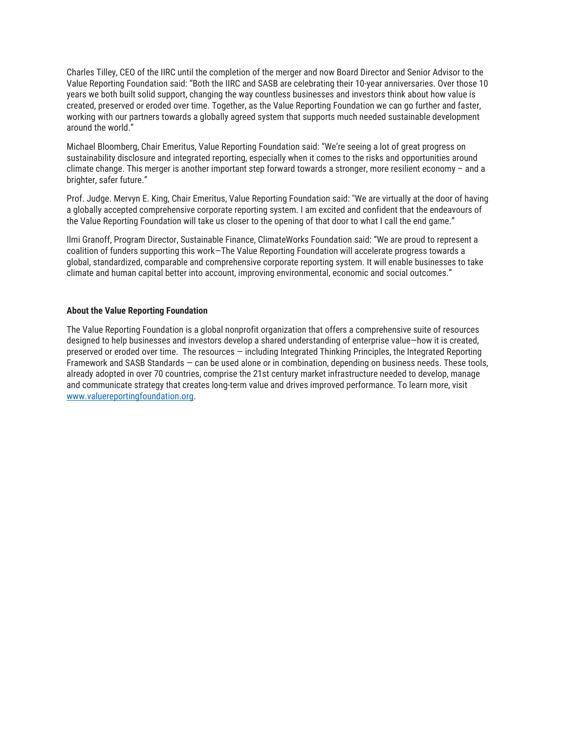Charles Tilley, CEO of the IIRC until the completion of the merger and now Board Director and Senior Advisor to the Value Reporting Foundation said: "Both the IIRC and SASB are celebrating their 10-year anniversaries. Over those 10 years we both built solid support, changing the way countless businesses and investors think about how value is created, preserved or eroded over time. Together, as the Value Reporting Foundation we can go further and faster, working with our partners towards a globally agreed system that supports much needed sustainable development around the world."

Michael Bloomberg, Chair Emeritus, Value Reporting Foundation said: "We're seeing a lot of great progress on sustainability disclosure and integrated reporting, especially when it comes to the risks and opportunities around climate change. This merger is another important step forward towards a stronger, more resilient economy – and a brighter, safer future."

Prof. Judge. Mervyn E. King, Chair Emeritus, Value Reporting Foundation said: "We are virtually at the door of having a globally accepted comprehensive corporate reporting system. I am excited and confident that the endeavours of the Value Reporting Foundation will take us closer to the opening of that door to what I call the end game."

Ilmi Granoff, Program Director, Sustainable Finance, ClimateWorks Foundation said: "We are proud to represent a coalition of funders supporting this work—The Value Reporting Foundation will accelerate progress towards a global, standardized, comparable and comprehensive corporate reporting system. It will enable businesses to take climate and human capital better into account, improving environmental, economic and social outcomes."

**About the Value Reporting Foundation**

The Value Reporting Foundation is a global nonprofit organization that offers a comprehensive suite of resources designed to help businesses and investors develop a shared understanding of enterprise value—how it is created, preserved or eroded over time. The resources — including Integrated Thinking Principles, the Integrated Reporting Framework and SASB Standards — can be used alone or in combination, depending on business needs. These tools, already adopted in over 70 countries, comprise the 21st century market infrastructure needed to develop, manage and communicate strategy that creates long-term value and drives improved performance. To learn more, visit [www.valuereportingfoundation.org](www.valuereportingfoundation.org).